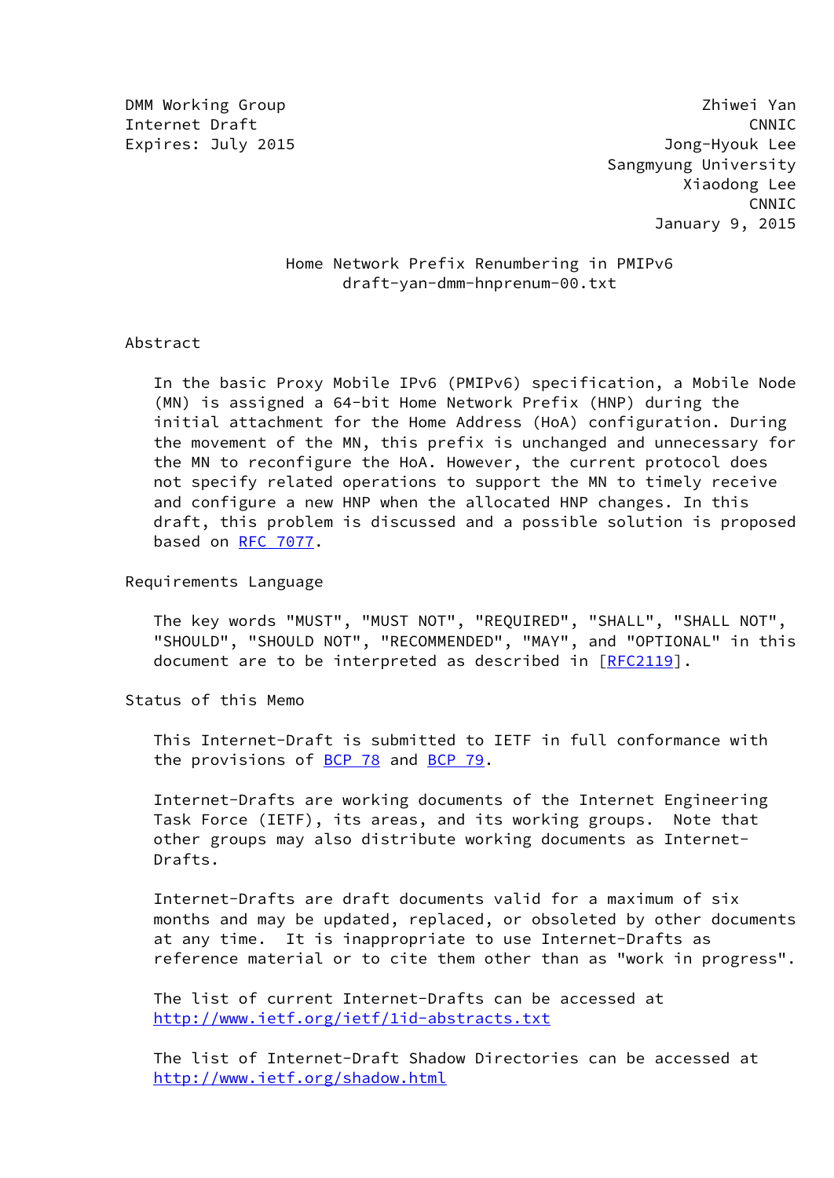DMM Working Group — Zhiwei Yan
Internet Draft — CNNIC
Expires: July 2015 — Jong-Hyouk Lee
Sangmyung University
Xiaodong Lee
CNNIC
January 9, 2015

# Home Network Prefix Renumbering in PMIPv6
draft-yan-dmm-hnprenum-00.txt

## Abstract

In the basic Proxy Mobile IPv6 (PMIPv6) specification, a Mobile Node (MN) is assigned a 64-bit Home Network Prefix (HNP) during the initial attachment for the Home Address (HoA) configuration. During the movement of the MN, this prefix is unchanged and unnecessary for the MN to reconfigure the HoA. However, the current protocol does not specify related operations to support the MN to timely receive and configure a new HNP when the allocated HNP changes. In this draft, this problem is discussed and a possible solution is proposed based on RFC 7077.

## Requirements Language

The key words "MUST", "MUST NOT", "REQUIRED", "SHALL", "SHALL NOT", "SHOULD", "SHOULD NOT", "RECOMMENDED", "MAY", and "OPTIONAL" in this document are to be interpreted as described in [RFC2119].

## Status of this Memo

This Internet-Draft is submitted to IETF in full conformance with the provisions of BCP 78 and BCP 79.

Internet-Drafts are working documents of the Internet Engineering Task Force (IETF), its areas, and its working groups. Note that other groups may also distribute working documents as Internet-Drafts.

Internet-Drafts are draft documents valid for a maximum of six months and may be updated, replaced, or obsoleted by other documents at any time. It is inappropriate to use Internet-Drafts as reference material or to cite them other than as "work in progress".

The list of current Internet-Drafts can be accessed at http://www.ietf.org/ietf/1id-abstracts.txt

The list of Internet-Draft Shadow Directories can be accessed at http://www.ietf.org/shadow.html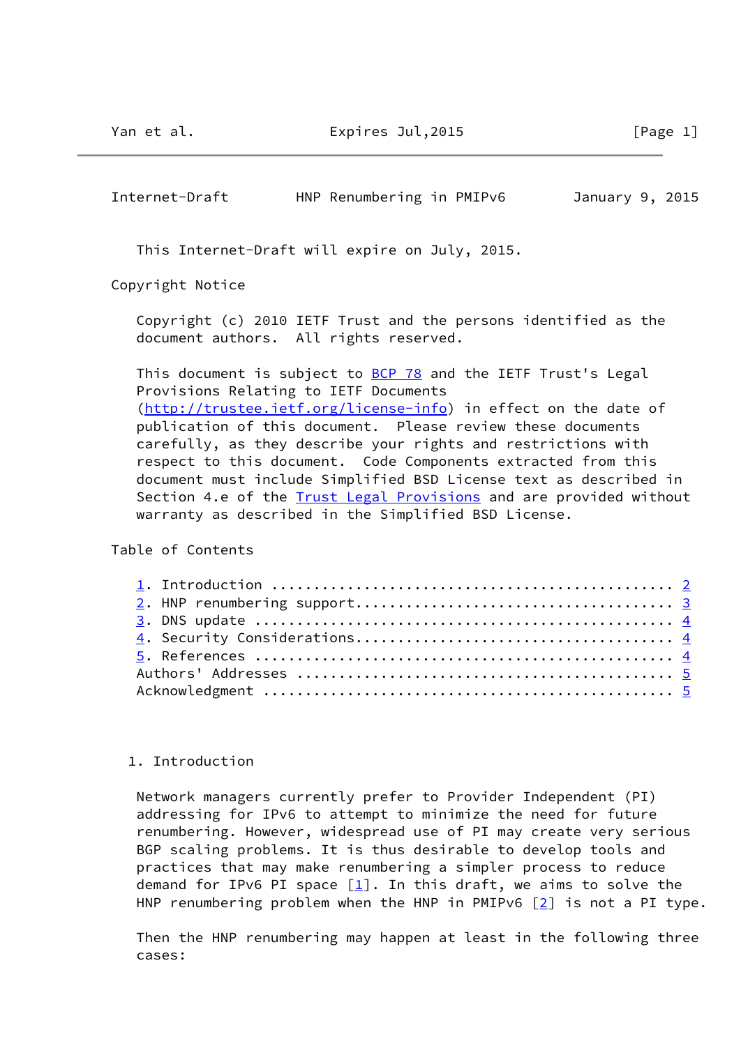This Internet-Draft will expire on July, 2015.

## Copyright Notice

Copyright (c) 2010 IETF Trust and the persons identified as the document authors. All rights reserved.

This document is subject to BCP 78 and the IETF Trust's Legal Provisions Relating to IETF Documents (http://trustee.ietf.org/license-info) in effect on the date of publication of this document. Please review these documents carefully, as they describe your rights and restrictions with respect to this document. Code Components extracted from this document must include Simplified BSD License text as described in Section 4.e of the Trust Legal Provisions and are provided without warranty as described in the Simplified BSD License.

## Table of Contents

1. Introduction ............................................. 2
2. HNP renumbering support.................................. 3
3. DNS update ............................................... 4
4. Security Considerations.................................. 4
5. References ............................................... 4

Authors' Addresses .......................................... 5
Acknowledgment .............................................. 5

## 1. Introduction

Network managers currently prefer to Provider Independent (PI) addressing for IPv6 to attempt to minimize the need for future renumbering. However, widespread use of PI may create very serious BGP scaling problems. It is thus desirable to develop tools and practices that may make renumbering a simpler process to reduce demand for IPv6 PI space [1]. In this draft, we aims to solve the HNP renumbering problem when the HNP in PMIPv6 [2] is not a PI type.

Then the HNP renumbering may happen at least in the following three cases: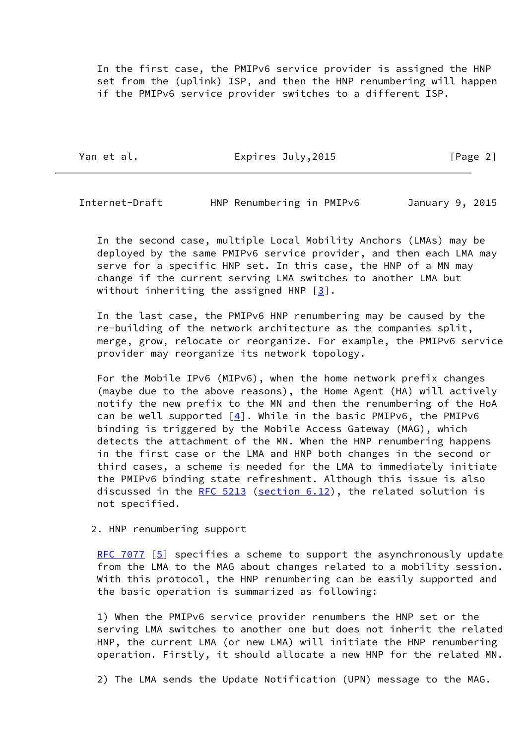In the first case, the PMIPv6 service provider is assigned the HNP set from the (uplink) ISP, and then the HNP renumbering will happen if the PMIPv6 service provider switches to a different ISP.

In the second case, multiple Local Mobility Anchors (LMAs) may be deployed by the same PMIPv6 service provider, and then each LMA may serve for a specific HNP set. In this case, the HNP of a MN may change if the current serving LMA switches to another LMA but without inheriting the assigned HNP [3].

In the last case, the PMIPv6 HNP renumbering may be caused by the re-building of the network architecture as the companies split, merge, grow, relocate or reorganize. For example, the PMIPv6 service provider may reorganize its network topology.

For the Mobile IPv6 (MIPv6), when the home network prefix changes (maybe due to the above reasons), the Home Agent (HA) will actively notify the new prefix to the MN and then the renumbering of the HoA can be well supported [4]. While in the basic PMIPv6, the PMIPv6 binding is triggered by the Mobile Access Gateway (MAG), which detects the attachment of the MN. When the HNP renumbering happens in the first case or the LMA and HNP both changes in the second or third cases, a scheme is needed for the LMA to immediately initiate the PMIPv6 binding state refreshment. Although this issue is also discussed in the RFC 5213 (section 6.12), the related solution is not specified.

## 2. HNP renumbering support

RFC 7077 [5] specifies a scheme to support the asynchronously update from the LMA to the MAG about changes related to a mobility session. With this protocol, the HNP renumbering can be easily supported and the basic operation is summarized as following:

1) When the PMIPv6 service provider renumbers the HNP set or the serving LMA switches to another one but does not inherit the related HNP, the current LMA (or new LMA) will initiate the HNP renumbering operation. Firstly, it should allocate a new HNP for the related MN.

2) The LMA sends the Update Notification (UPN) message to the MAG.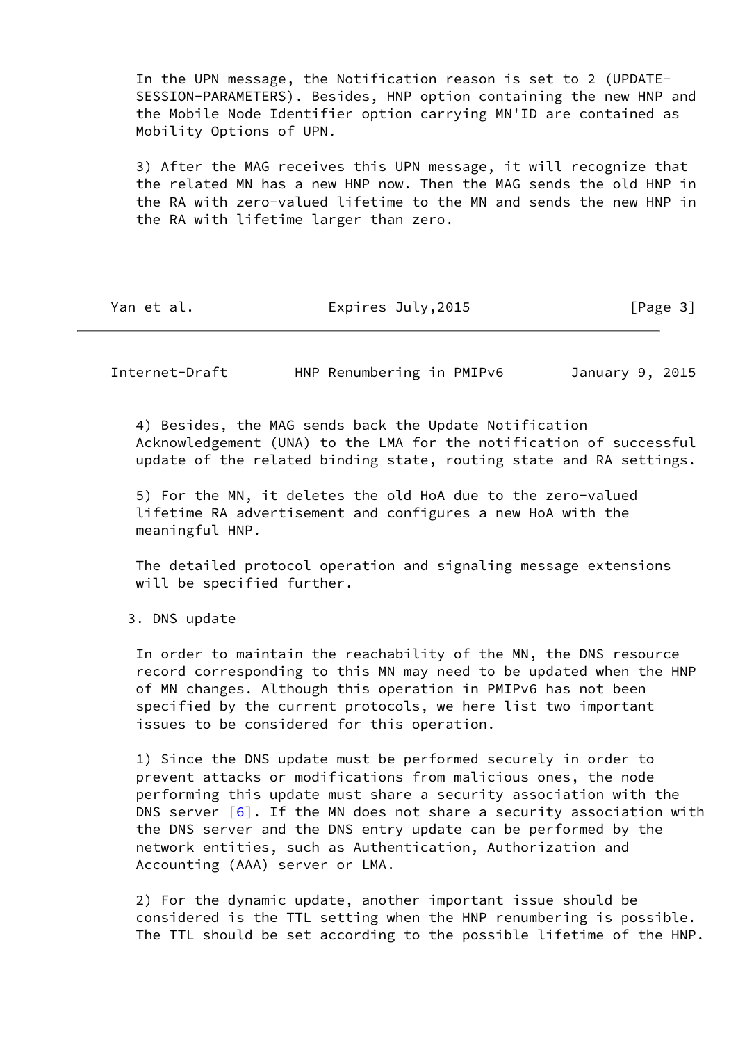In the UPN message, the Notification reason is set to 2 (UPDATE-SESSION-PARAMETERS). Besides, HNP option containing the new HNP and the Mobile Node Identifier option carrying MN'ID are contained as Mobility Options of UPN.

3) After the MAG receives this UPN message, it will recognize that the related MN has a new HNP now. Then the MAG sends the old HNP in the RA with zero-valued lifetime to the MN and sends the new HNP in the RA with lifetime larger than zero.

4) Besides, the MAG sends back the Update Notification Acknowledgement (UNA) to the LMA for the notification of successful update of the related binding state, routing state and RA settings.

5) For the MN, it deletes the old HoA due to the zero-valued lifetime RA advertisement and configures a new HoA with the meaningful HNP.

The detailed protocol operation and signaling message extensions will be specified further.

## 3. DNS update

In order to maintain the reachability of the MN, the DNS resource record corresponding to this MN may need to be updated when the HNP of MN changes. Although this operation in PMIPv6 has not been specified by the current protocols, we here list two important issues to be considered for this operation.

1) Since the DNS update must be performed securely in order to prevent attacks or modifications from malicious ones, the node performing this update must share a security association with the DNS server [6]. If the MN does not share a security association with the DNS server and the DNS entry update can be performed by the network entities, such as Authentication, Authorization and Accounting (AAA) server or LMA.

2) For the dynamic update, another important issue should be considered is the TTL setting when the HNP renumbering is possible. The TTL should be set according to the possible lifetime of the HNP.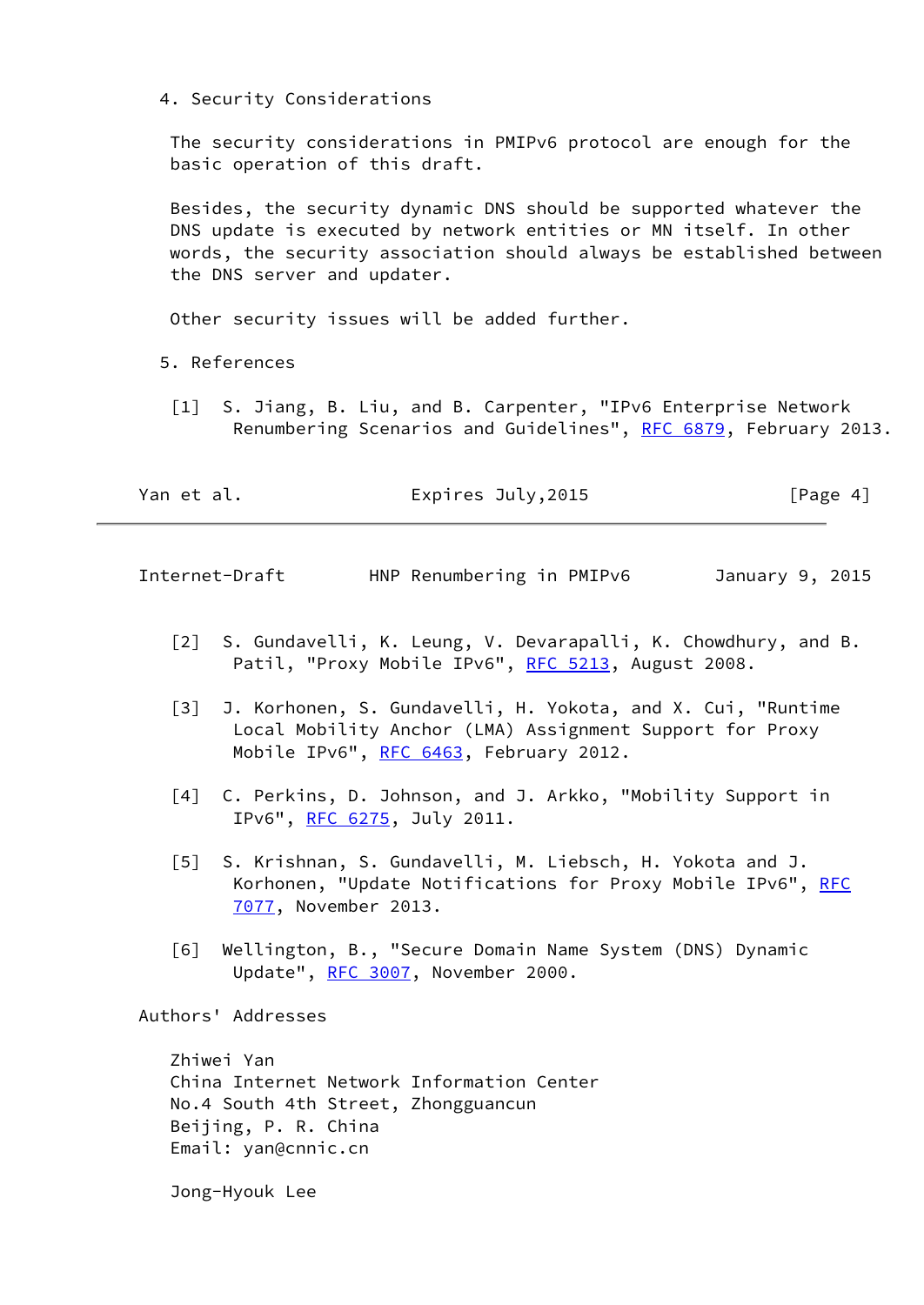## 4. Security Considerations

The security considerations in PMIPv6 protocol are enough for the basic operation of this draft.

Besides, the security dynamic DNS should be supported whatever the DNS update is executed by network entities or MN itself. In other words, the security association should always be established between the DNS server and updater.

Other security issues will be added further.

## 5. References

[1] S. Jiang, B. Liu, and B. Carpenter, "IPv6 Enterprise Network Renumbering Scenarios and Guidelines", RFC 6879, February 2013.

[2] S. Gundavelli, K. Leung, V. Devarapalli, K. Chowdhury, and B. Patil, "Proxy Mobile IPv6", RFC 5213, August 2008.

[3] J. Korhonen, S. Gundavelli, H. Yokota, and X. Cui, "Runtime Local Mobility Anchor (LMA) Assignment Support for Proxy Mobile IPv6", RFC 6463, February 2012.

[4] C. Perkins, D. Johnson, and J. Arkko, "Mobility Support in IPv6", RFC 6275, July 2011.

[5] S. Krishnan, S. Gundavelli, M. Liebsch, H. Yokota and J. Korhonen, "Update Notifications for Proxy Mobile IPv6", RFC 7077, November 2013.

[6] Wellington, B., "Secure Domain Name System (DNS) Dynamic Update", RFC 3007, November 2000.

## Authors' Addresses

Zhiwei Yan
China Internet Network Information Center
No.4 South 4th Street, Zhongguancun
Beijing, P. R. China
Email: yan@cnnic.cn

Jong-Hyouk Lee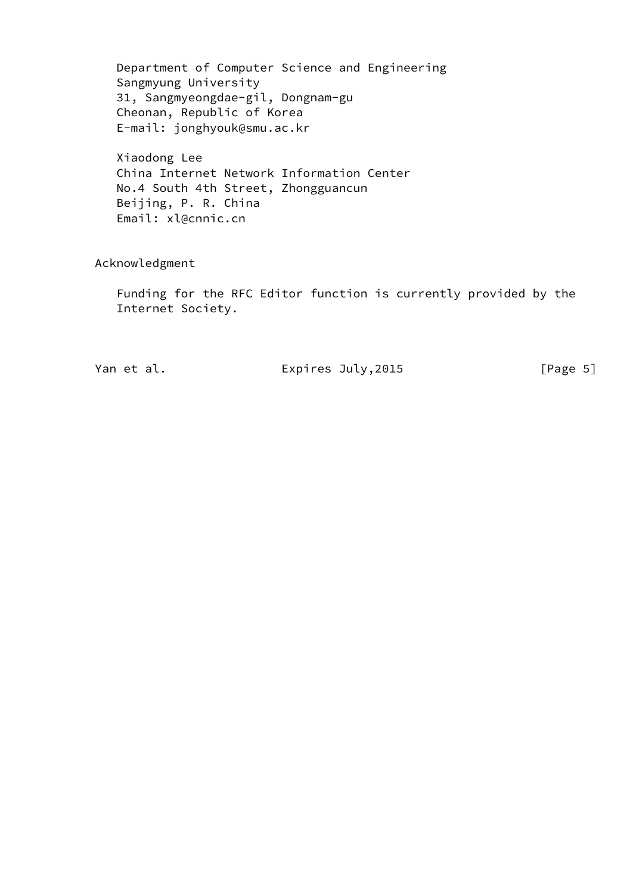Department of Computer Science and Engineering
Sangmyung University
31, Sangmyeongdae-gil, Dongnam-gu
Cheonan, Republic of Korea
E-mail: jonghyouk@smu.ac.kr

Xiaodong Lee
China Internet Network Information Center
No.4 South 4th Street, Zhongguancun
Beijing, P. R. China
Email: xl@cnnic.cn

## Acknowledgment

Funding for the RFC Editor function is currently provided by the Internet Society.